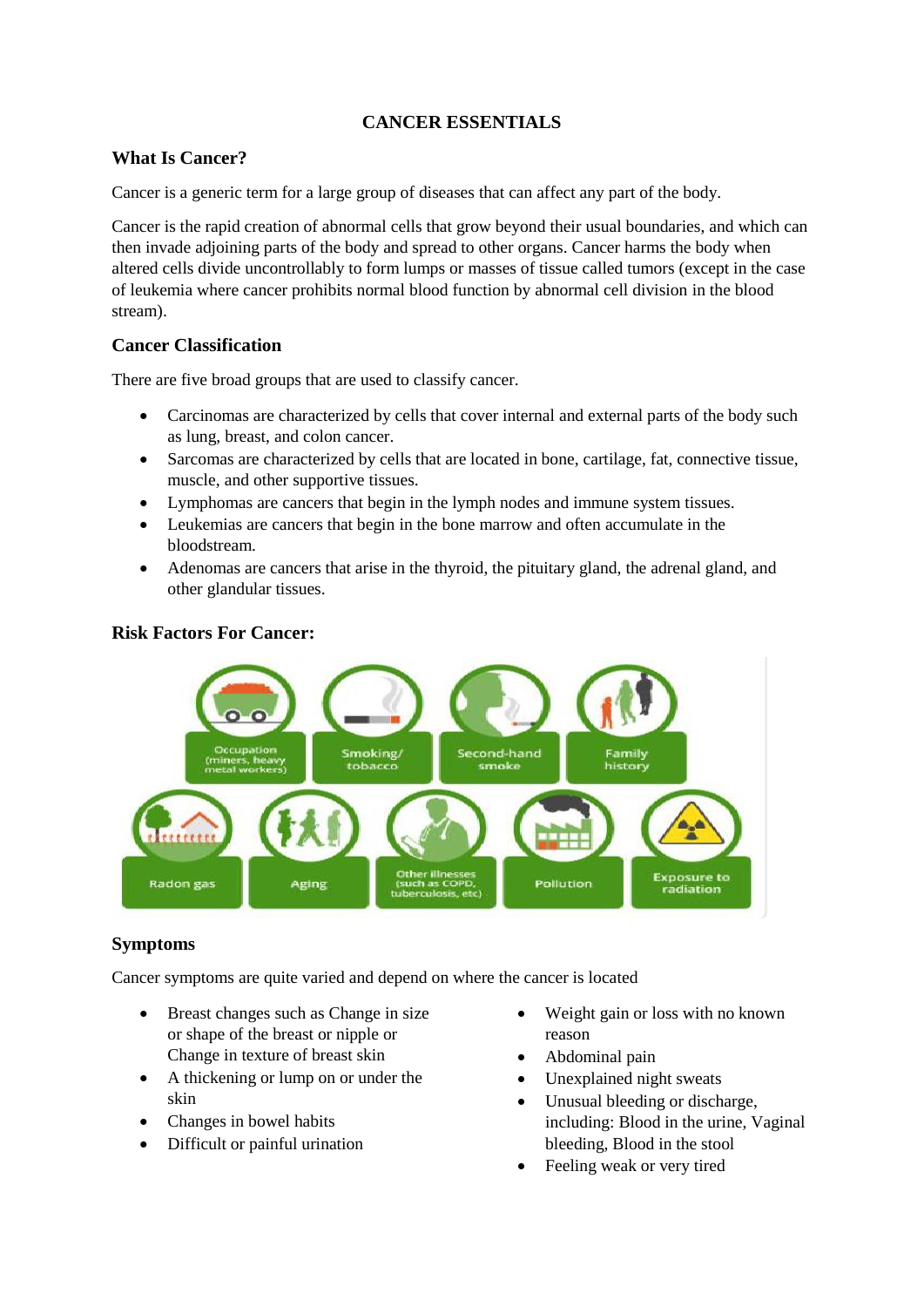# CANCER ESSENTIALS

## What Is Cancer?

Cancer is a generic term for a large group of diseases that can affect any part of the body.

Cancer is the rapid creation of abnormal cells that grow beyond their usual boundaries, and which can then invade adjoining parts of the body and spread to other organs. Cancer harms the body when altered cells divide uncontrollably to form lumps or masses of tissue called tumors (except in the case of leukemia where cancer prohibits normal blood function by abnormal cell division in the blood stream).

## Cancer Classification

There are five broad groups that are used to classify cancer.

- Carcinomas are characterized by cells that cover internal and external parts of the body such as lung, breast, and colon cancer.
- Sarcomas are characterized by cells that are located in bone, cartilage, fat, connective tissue, muscle, and other supportive tissues.
- Lymphomas are cancers that begin in the lymph nodes and immune system tissues.
- Leukemias are cancers that begin in the bone marrow and often accumulate in the bloodstream.
- Adenomas are cancers that arise in the thyroid, the pituitary gland, the adrenal gland, and other glandular tissues.

## Risk Factors For Cancer:

- Occupation (miners, heavy metal workers)
- Smoking/tobacco
- Second-hand smoke
- Family history
- Radon gas
- Aging
- Other illnesses (such as COPD, tuberculosis, etc)
- Pollution
- Exposure to radiation

## Symptoms

Cancer symptoms are quite varied and depend on where the cancer is located

- Breast changes such as Change in size or shape of the breast or nipple or Change in texture of breast skin
- A thickening or lump on or under the skin
- Changes in bowel habits
- Difficult or painful urination
- Weight gain or loss with no known reason
- Abdominal pain
- Unexplained night sweats
- Unusual bleeding or discharge, including: Blood in the urine, Vaginal bleeding, Blood in the stool
- Feeling weak or very tired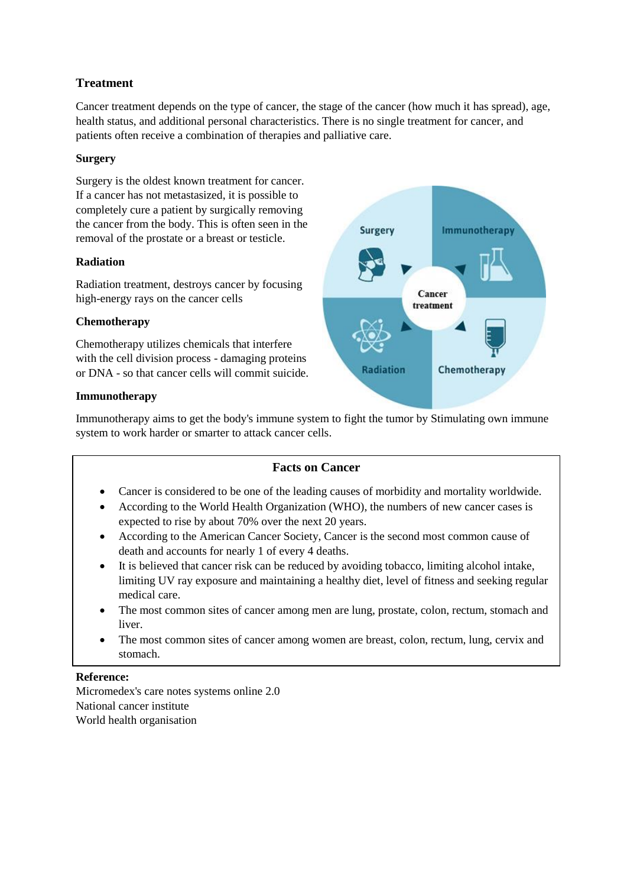## Treatment

Cancer treatment depends on the type of cancer, the stage of the cancer (how much it has spread), age, health status, and additional personal characteristics. There is no single treatment for cancer, and patients often receive a combination of therapies and palliative care.

### Surgery

Surgery is the oldest known treatment for cancer. If a cancer has not metastasized, it is possible to completely cure a patient by surgically removing the cancer from the body. This is often seen in the removal of the prostate or a breast or testicle.

### Radiation

Radiation treatment, destroys cancer by focusing high-energy rays on the cancer cells

### Chemotherapy

Chemotherapy utilizes chemicals that interfere with the cell division process - damaging proteins or DNA - so that cancer cells will commit suicide.

### Immunotherapy

Immunotherapy aims to get the body's immune system to fight the tumor by Stimulating own immune system to work harder or smarter to attack cancer cells.

Surgery
Immunotherapy
Cancer treatment
Radiation
Chemotherapy

### Facts on Cancer

- Cancer is considered to be one of the leading causes of morbidity and mortality worldwide.
- According to the World Health Organization (WHO), the numbers of new cancer cases is expected to rise by about 70% over the next 20 years.
- According to the American Cancer Society, Cancer is the second most common cause of death and accounts for nearly 1 of every 4 deaths.
- It is believed that cancer risk can be reduced by avoiding tobacco, limiting alcohol intake, limiting UV ray exposure and maintaining a healthy diet, level of fitness and seeking regular medical care.
- The most common sites of cancer among men are lung, prostate, colon, rectum, stomach and liver.
- The most common sites of cancer among women are breast, colon, rectum, lung, cervix and stomach.

**Reference:**

Micromedex's care notes systems online 2.0
National cancer institute
World health organisation